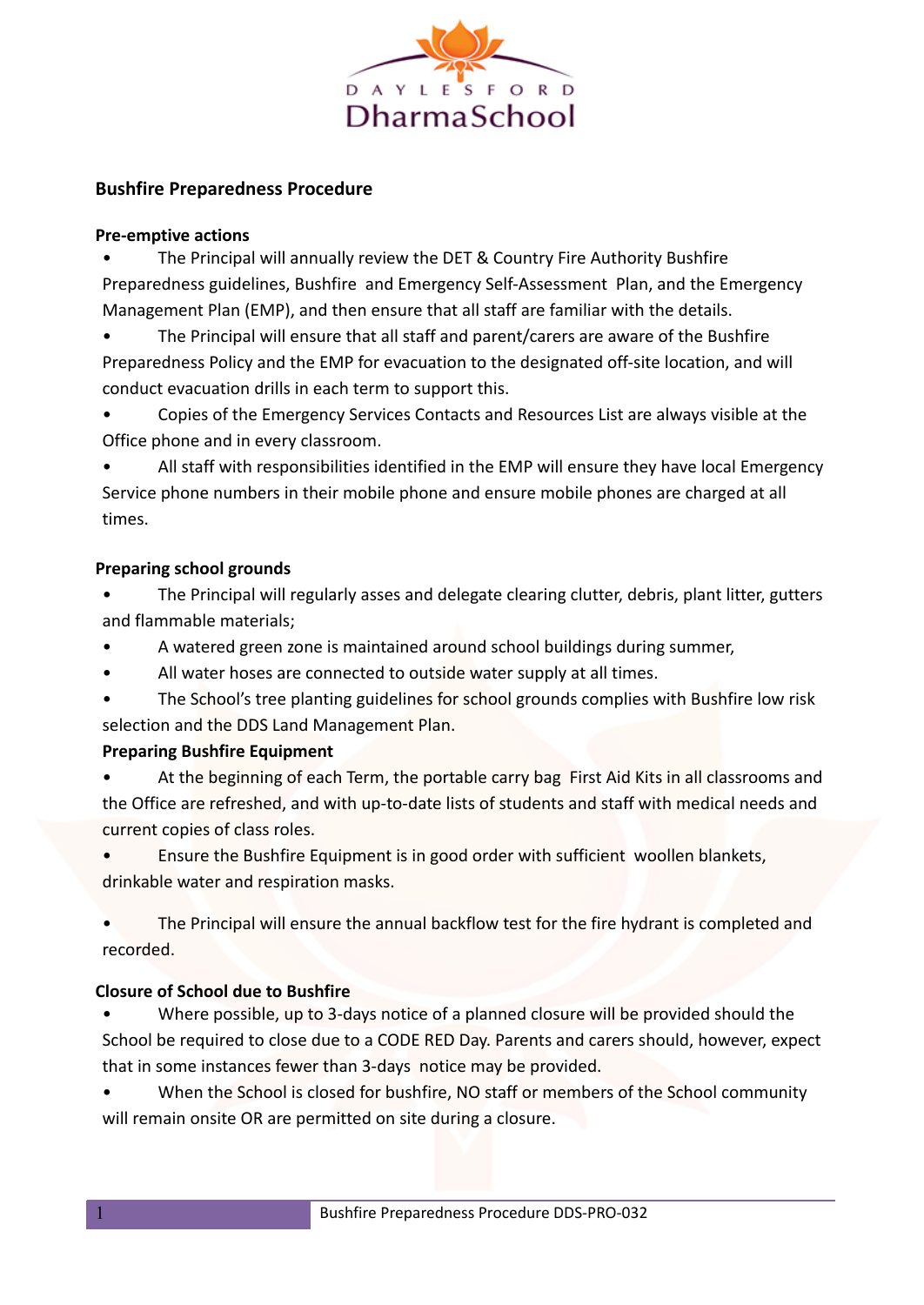# Bushfire Preparedness Procedure

## Pre-emptive actions

- The Principal will annually review the DET & Country Fire Authority Bushfire Preparedness guidelines, Bushfire and Emergency Self-Assessment Plan, and the Emergency Management Plan (EMP), and then ensure that all staff are familiar with the details.
- The Principal will ensure that all staff and parent/carers are aware of the Bushfire Preparedness Policy and the EMP for evacuation to the designated off-site location, and will conduct evacuation drills in each term to support this.
- Copies of the Emergency Services Contacts and Resources List are always visible at the Office phone and in every classroom.
- All staff with responsibilities identified in the EMP will ensure they have local Emergency Service phone numbers in their mobile phone and ensure mobile phones are charged at all times.

## Preparing school grounds

- The Principal will regularly asses and delegate clearing clutter, debris, plant litter, gutters and flammable materials;
- A watered green zone is maintained around school buildings during summer,
- All water hoses are connected to outside water supply at all times.
- The School's tree planting guidelines for school grounds complies with Bushfire low risk selection and the DDS Land Management Plan.

## Preparing Bushfire Equipment

- At the beginning of each Term, the portable carry bag First Aid Kits in all classrooms and the Office are refreshed, and with up-to-date lists of students and staff with medical needs and current copies of class roles.
- Ensure the Bushfire Equipment is in good order with sufficient woollen blankets, drinkable water and respiration masks.
- The Principal will ensure the annual backflow test for the fire hydrant is completed and recorded.

## Closure of School due to Bushfire

- Where possible, up to 3-days notice of a planned closure will be provided should the School be required to close due to a CODE RED Day. Parents and carers should, however, expect that in some instances fewer than 3-days notice may be provided.
- When the School is closed for bushfire, NO staff or members of the School community will remain onsite OR are permitted on site during a closure.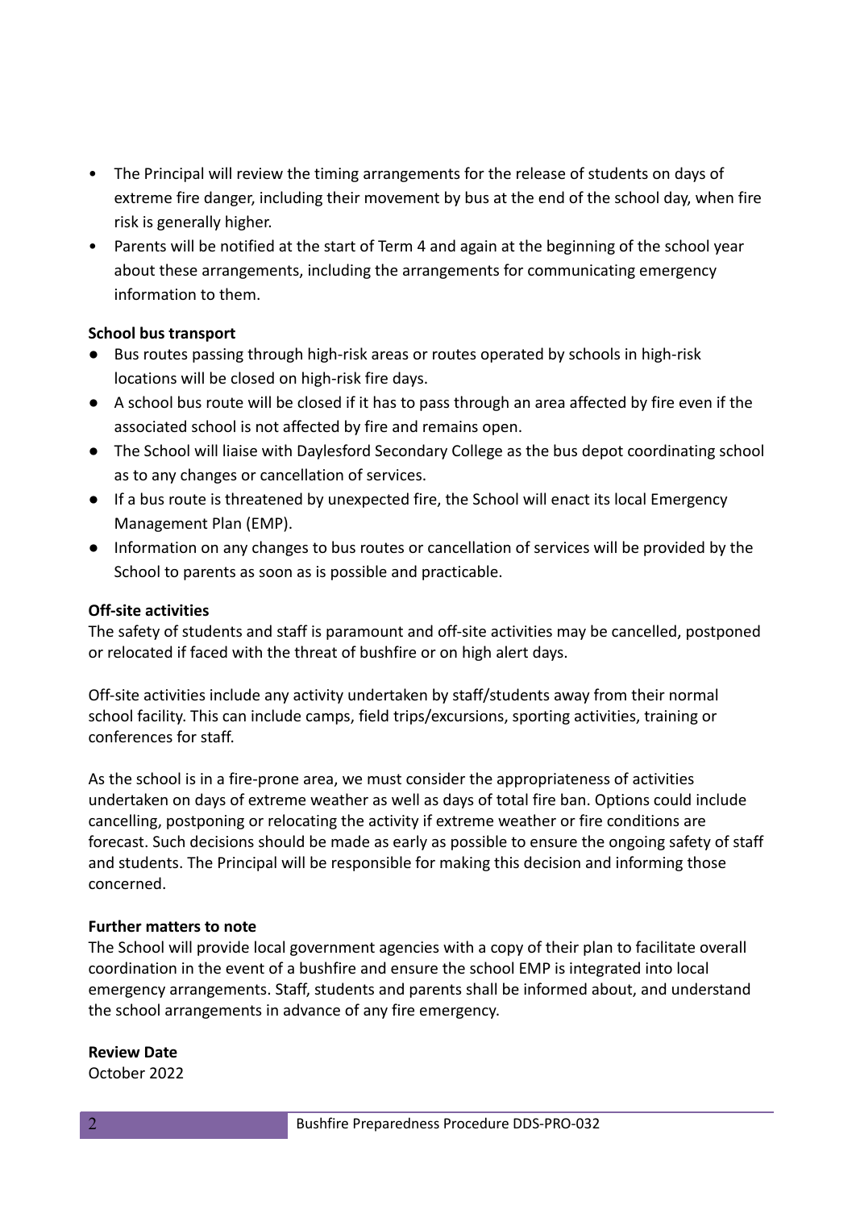- The Principal will review the timing arrangements for the release of students on days of extreme fire danger, including their movement by bus at the end of the school day, when fire risk is generally higher.
- Parents will be notified at the start of Term 4 and again at the beginning of the school year about these arrangements, including the arrangements for communicating emergency information to them.

**School bus transport**

- Bus routes passing through high-risk areas or routes operated by schools in high-risk locations will be closed on high-risk fire days.
- A school bus route will be closed if it has to pass through an area affected by fire even if the associated school is not affected by fire and remains open.
- The School will liaise with Daylesford Secondary College as the bus depot coordinating school as to any changes or cancellation of services.
- If a bus route is threatened by unexpected fire, the School will enact its local Emergency Management Plan (EMP).
- Information on any changes to bus routes or cancellation of services will be provided by the School to parents as soon as is possible and practicable.

**Off-site activities**

The safety of students and staff is paramount and off-site activities may be cancelled, postponed or relocated if faced with the threat of bushfire or on high alert days.

Off-site activities include any activity undertaken by staff/students away from their normal school facility. This can include camps, field trips/excursions, sporting activities, training or conferences for staff.

As the school is in a fire-prone area, we must consider the appropriateness of activities undertaken on days of extreme weather as well as days of total fire ban. Options could include cancelling, postponing or relocating the activity if extreme weather or fire conditions are forecast. Such decisions should be made as early as possible to ensure the ongoing safety of staff and students. The Principal will be responsible for making this decision and informing those concerned.

**Further matters to note**

The School will provide local government agencies with a copy of their plan to facilitate overall coordination in the event of a bushfire and ensure the school EMP is integrated into local emergency arrangements. Staff, students and parents shall be informed about, and understand the school arrangements in advance of any fire emergency.

**Review Date**

October 2022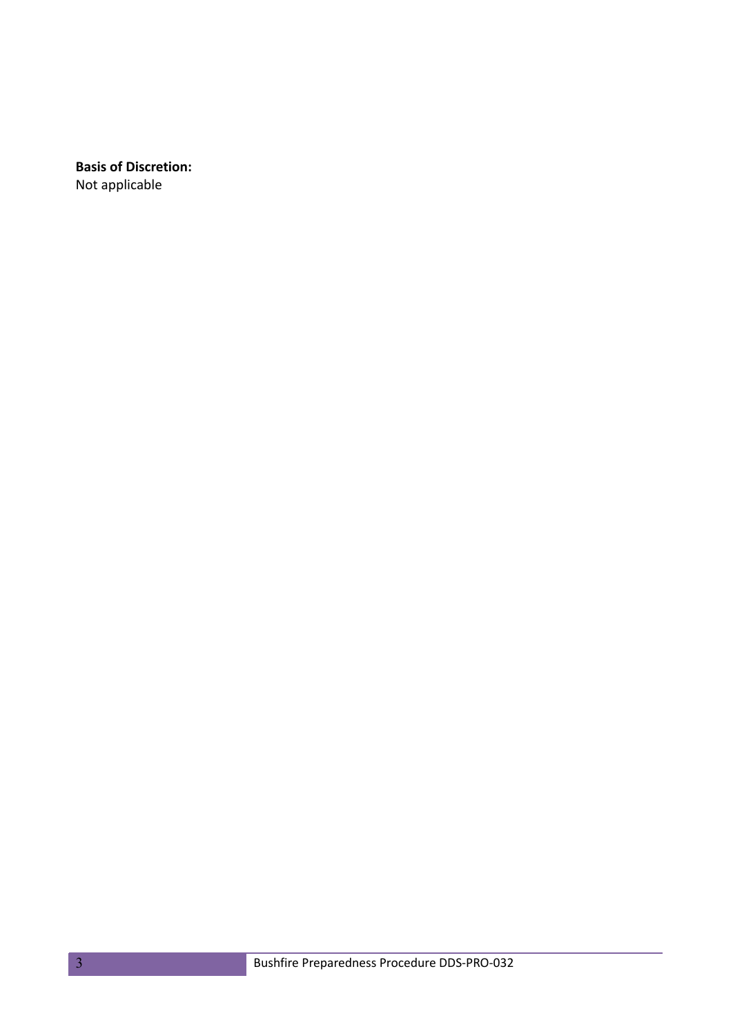**Basis of Discretion:**
Not applicable